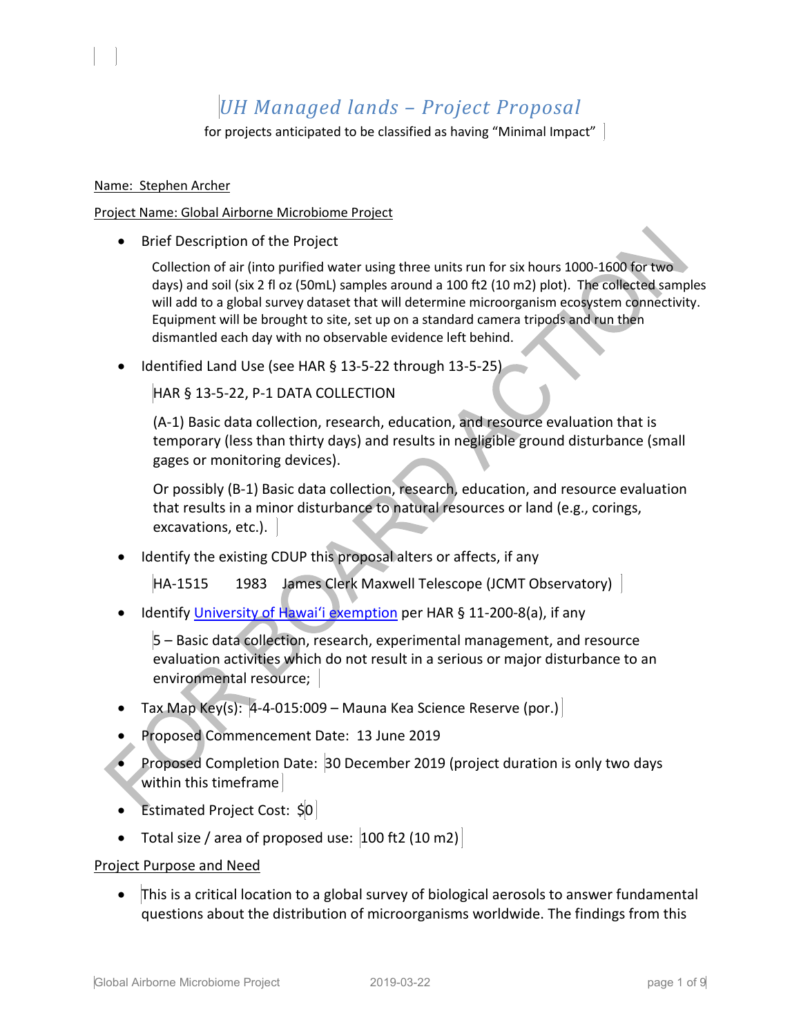# *UH Managed lands – Project Proposal*

for projects anticipated to be classified as having "Minimal Impact"

Name: Stephen Archer

Project Name: Global Airborne Microbiome Project

- Brief Description of the Project

  Collection of air (into purified water using three units run for six hours 1000-1600 for two days) and soil (six 2 fl oz (50mL) samples around a 100 ft2 (10 m2) plot). The collected samples will add to a global survey dataset that will determine microorganism ecosystem connectivity. Equipment will be brought to site, set up on a standard camera tripods and run then dismantled each day with no observable evidence left behind.

- Identified Land Use (see HAR § 13-5-22 through 13-5-25)

  HAR § 13-5-22, P-1 DATA COLLECTION

  (A-1) Basic data collection, research, education, and resource evaluation that is temporary (less than thirty days) and results in negligible ground disturbance (small gages or monitoring devices).

  Or possibly (B-1) Basic data collection, research, education, and resource evaluation that results in a minor disturbance to natural resources or land (e.g., corings, excavations, etc.).

- Identify the existing CDUP this proposal alters or affects, if any

  HA-1515 1983 James Clerk Maxwell Telescope (JCMT Observatory)

- Identify University of Hawaiʻi exemption per HAR § 11-200-8(a), if any

  5 – Basic data collection, research, experimental management, and resource evaluation activities which do not result in a serious or major disturbance to an environmental resource;

- Tax Map Key(s): 4-4-015:009 – Mauna Kea Science Reserve (por.)
- Proposed Commencement Date: 13 June 2019
- Proposed Completion Date: 30 December 2019 (project duration is only two days within this timeframe
- Estimated Project Cost: $0
- Total size / area of proposed use: 100 ft2 (10 m2)

Project Purpose and Need

- This is a critical location to a global survey of biological aerosols to answer fundamental questions about the distribution of microorganisms worldwide. The findings from this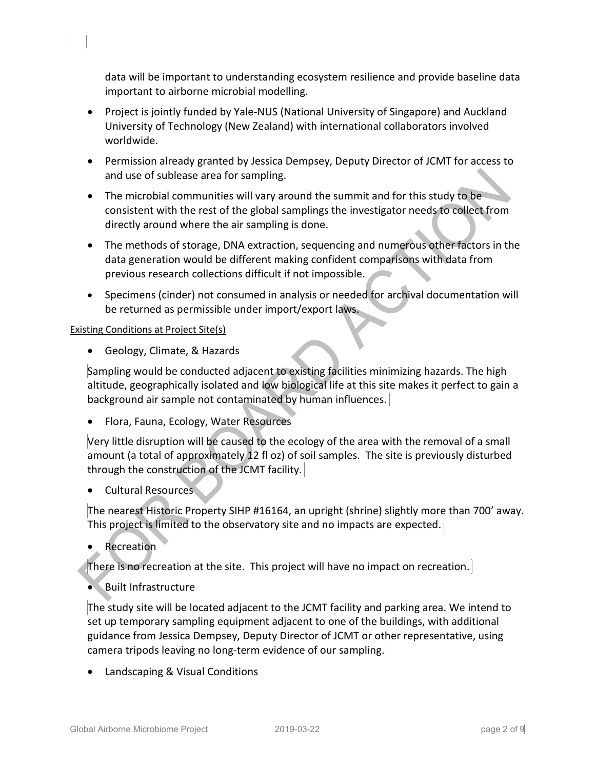data will be important to understanding ecosystem resilience and provide baseline data important to airborne microbial modelling.

- Project is jointly funded by Yale-NUS (National University of Singapore) and Auckland University of Technology (New Zealand) with international collaborators involved worldwide.
- Permission already granted by Jessica Dempsey, Deputy Director of JCMT for access to and use of sublease area for sampling.
- The microbial communities will vary around the summit and for this study to be consistent with the rest of the global samplings the investigator needs to collect from directly around where the air sampling is done.
- The methods of storage, DNA extraction, sequencing and numerous other factors in the data generation would be different making confident comparisons with data from previous research collections difficult if not impossible.
- Specimens (cinder) not consumed in analysis or needed for archival documentation will be returned as permissible under import/export laws.

Existing Conditions at Project Site(s)

- Geology, Climate, & Hazards

Sampling would be conducted adjacent to existing facilities minimizing hazards. The high altitude, geographically isolated and low biological life at this site makes it perfect to gain a background air sample not contaminated by human influences.

- Flora, Fauna, Ecology, Water Resources

Very little disruption will be caused to the ecology of the area with the removal of a small amount (a total of approximately 12 fl oz) of soil samples. The site is previously disturbed through the construction of the JCMT facility.

- Cultural Resources

The nearest Historic Property SIHP #16164, an upright (shrine) slightly more than 700' away. This project is limited to the observatory site and no impacts are expected.

- Recreation

There is no recreation at the site. This project will have no impact on recreation.

- Built Infrastructure

The study site will be located adjacent to the JCMT facility and parking area. We intend to set up temporary sampling equipment adjacent to one of the buildings, with additional guidance from Jessica Dempsey, Deputy Director of JCMT or other representative, using camera tripods leaving no long-term evidence of our sampling.

- Landscaping & Visual Conditions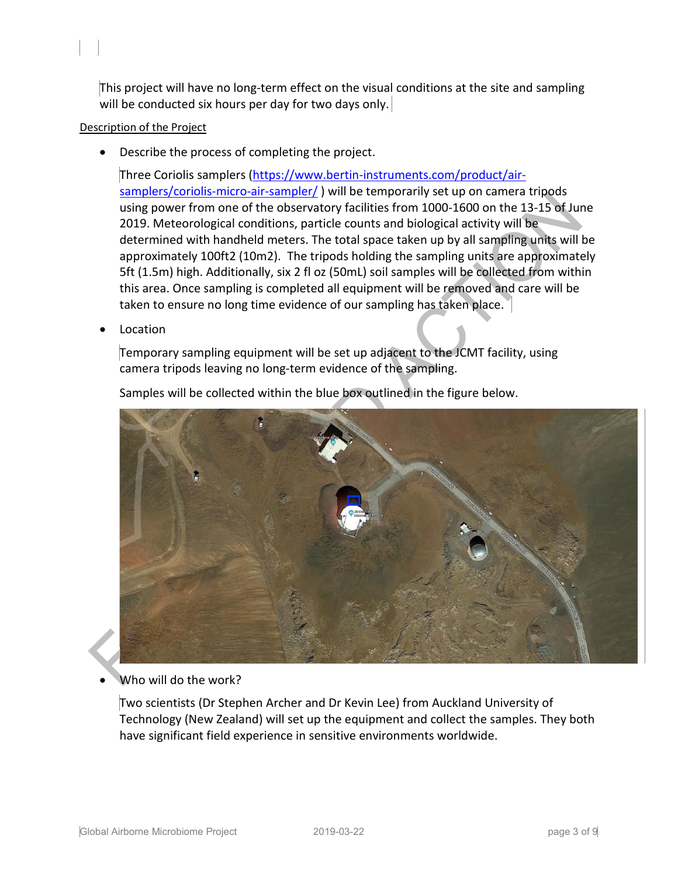This project will have no long-term effect on the visual conditions at the site and sampling will be conducted six hours per day for two days only.

Description of the Project

- Describe the process of completing the project.

  Three Coriolis samplers (https://www.bertin-instruments.com/product/air-samplers/coriolis-micro-air-sampler/ ) will be temporarily set up on camera tripods using power from one of the observatory facilities from 1000-1600 on the 13-15 of June 2019. Meteorological conditions, particle counts and biological activity will be determined with handheld meters. The total space taken up by all sampling units will be approximately 100ft2 (10m2). The tripods holding the sampling units are approximately 5ft (1.5m) high. Additionally, six 2 fl oz (50mL) soil samples will be collected from within this area. Once sampling is completed all equipment will be removed and care will be taken to ensure no long time evidence of our sampling has taken place.

- Location

  Temporary sampling equipment will be set up adjacent to the JCMT facility, using camera tripods leaving no long-term evidence of the sampling.

  Samples will be collected within the blue box outlined in the figure below.

- Who will do the work?

  Two scientists (Dr Stephen Archer and Dr Kevin Lee) from Auckland University of Technology (New Zealand) will set up the equipment and collect the samples. They both have significant field experience in sensitive environments worldwide.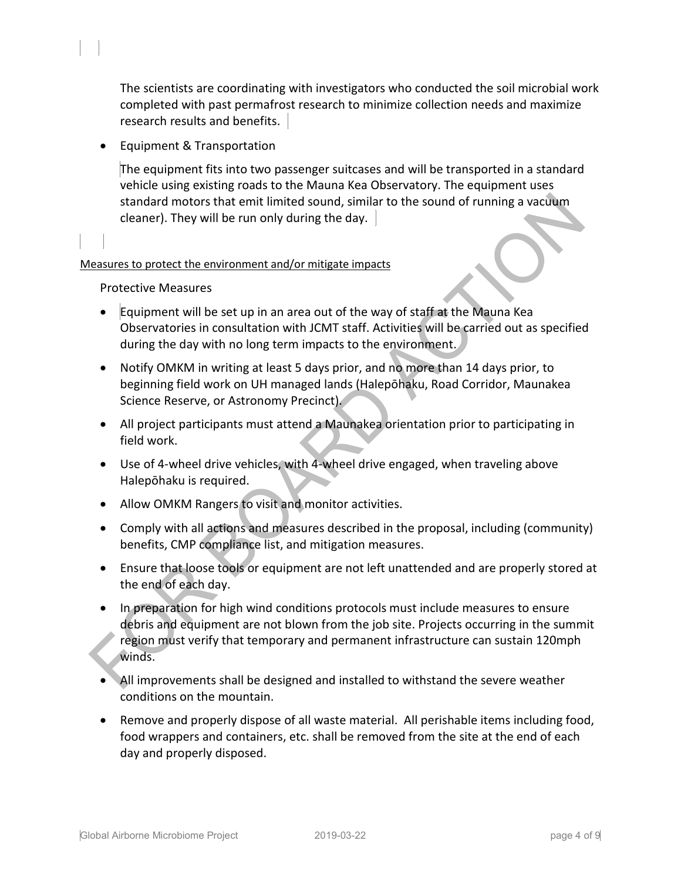The scientists are coordinating with investigators who conducted the soil microbial work completed with past permafrost research to minimize collection needs and maximize research results and benefits.

- Equipment & Transportation

  The equipment fits into two passenger suitcases and will be transported in a standard vehicle using existing roads to the Mauna Kea Observatory. The equipment uses standard motors that emit limited sound, similar to the sound of running a vacuum cleaner). They will be run only during the day.

<u>Measures to protect the environment and/or mitigate impacts</u>

Protective Measures

- Equipment will be set up in an area out of the way of staff at the Mauna Kea Observatories in consultation with JCMT staff. Activities will be carried out as specified during the day with no long term impacts to the environment.
- Notify OMKM in writing at least 5 days prior, and no more than 14 days prior, to beginning field work on UH managed lands (Halepōhaku, Road Corridor, Maunakea Science Reserve, or Astronomy Precinct).
- All project participants must attend a Maunakea orientation prior to participating in field work.
- Use of 4-wheel drive vehicles, with 4-wheel drive engaged, when traveling above Halepōhaku is required.
- Allow OMKM Rangers to visit and monitor activities.
- Comply with all actions and measures described in the proposal, including (community) benefits, CMP compliance list, and mitigation measures.
- Ensure that loose tools or equipment are not left unattended and are properly stored at the end of each day.
- In preparation for high wind conditions protocols must include measures to ensure debris and equipment are not blown from the job site. Projects occurring in the summit region must verify that temporary and permanent infrastructure can sustain 120mph winds.
- All improvements shall be designed and installed to withstand the severe weather conditions on the mountain.
- Remove and properly dispose of all waste material. All perishable items including food, food wrappers and containers, etc. shall be removed from the site at the end of each day and properly disposed.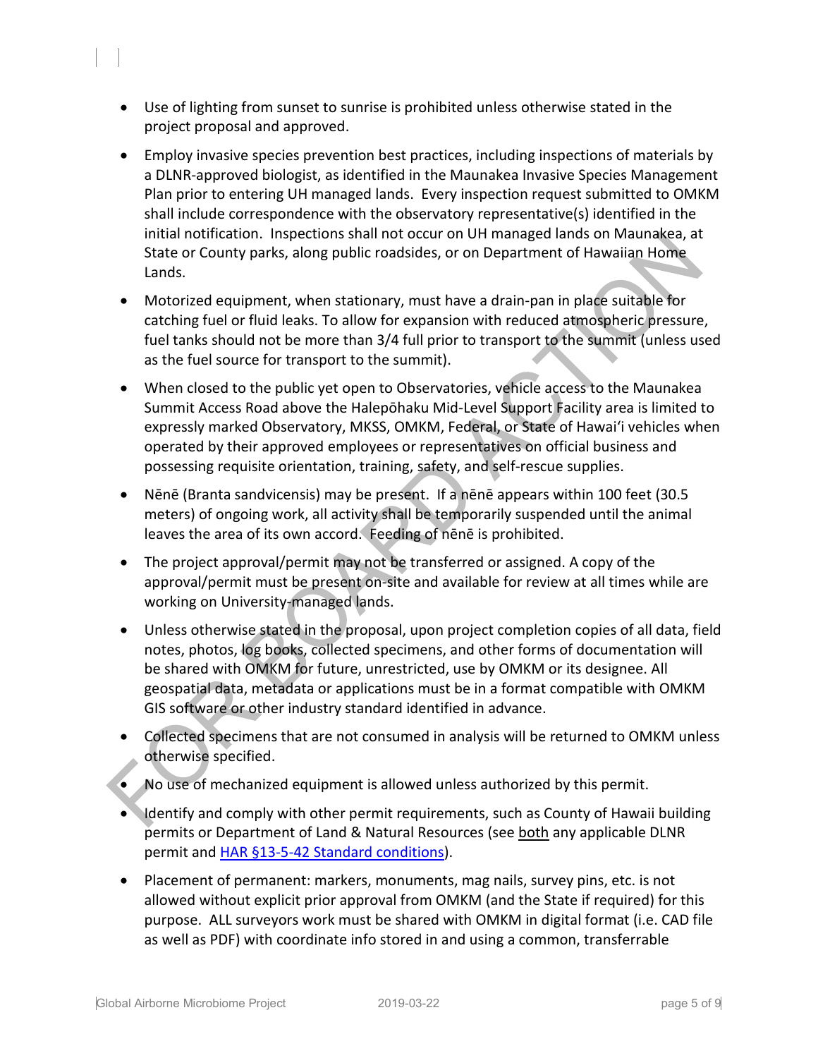- Use of lighting from sunset to sunrise is prohibited unless otherwise stated in the project proposal and approved.
- Employ invasive species prevention best practices, including inspections of materials by a DLNR-approved biologist, as identified in the Maunakea Invasive Species Management Plan prior to entering UH managed lands. Every inspection request submitted to OMKM shall include correspondence with the observatory representative(s) identified in the initial notification. Inspections shall not occur on UH managed lands on Maunakea, at State or County parks, along public roadsides, or on Department of Hawaiian Home Lands.
- Motorized equipment, when stationary, must have a drain-pan in place suitable for catching fuel or fluid leaks. To allow for expansion with reduced atmospheric pressure, fuel tanks should not be more than 3/4 full prior to transport to the summit (unless used as the fuel source for transport to the summit).
- When closed to the public yet open to Observatories, vehicle access to the Maunakea Summit Access Road above the Halepōhaku Mid-Level Support Facility area is limited to expressly marked Observatory, MKSS, OMKM, Federal, or State of Hawaiʻi vehicles when operated by their approved employees or representatives on official business and possessing requisite orientation, training, safety, and self-rescue supplies.
- Nēnē (Branta sandvicensis) may be present. If a nēnē appears within 100 feet (30.5 meters) of ongoing work, all activity shall be temporarily suspended until the animal leaves the area of its own accord. Feeding of nēnē is prohibited.
- The project approval/permit may not be transferred or assigned. A copy of the approval/permit must be present on-site and available for review at all times while are working on University-managed lands.
- Unless otherwise stated in the proposal, upon project completion copies of all data, field notes, photos, log books, collected specimens, and other forms of documentation will be shared with OMKM for future, unrestricted, use by OMKM or its designee. All geospatial data, metadata or applications must be in a format compatible with OMKM GIS software or other industry standard identified in advance.
- Collected specimens that are not consumed in analysis will be returned to OMKM unless otherwise specified.
- No use of mechanized equipment is allowed unless authorized by this permit.
- Identify and comply with other permit requirements, such as County of Hawaii building permits or Department of Land & Natural Resources (see both any applicable DLNR permit and HAR §13-5-42 Standard conditions).
- Placement of permanent: markers, monuments, mag nails, survey pins, etc. is not allowed without explicit prior approval from OMKM (and the State if required) for this purpose. ALL surveyors work must be shared with OMKM in digital format (i.e. CAD file as well as PDF) with coordinate info stored in and using a common, transferrable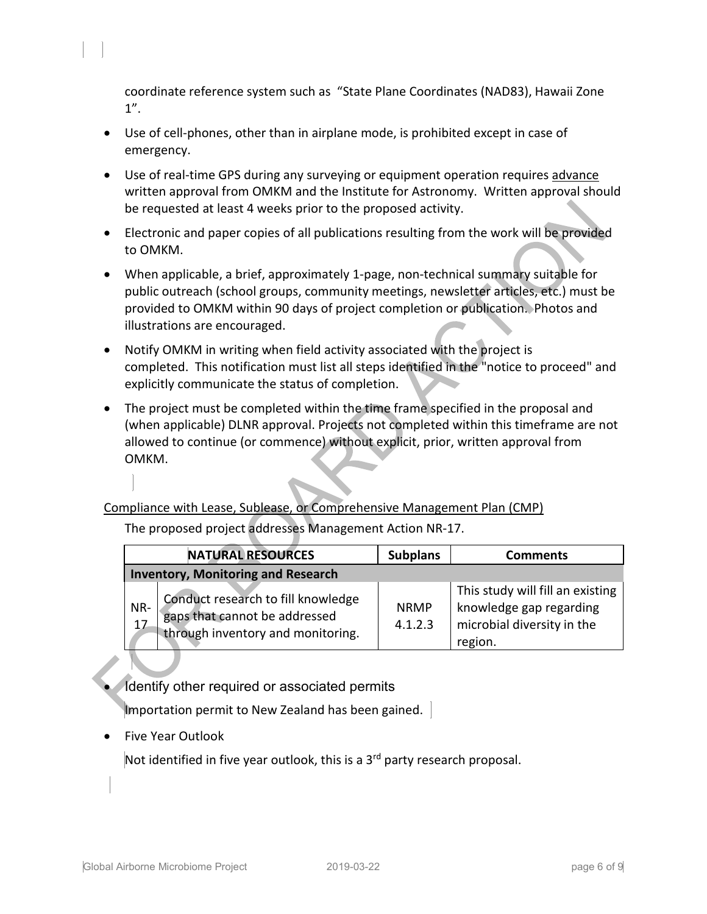coordinate reference system such as "State Plane Coordinates (NAD83), Hawaii Zone 1".

- Use of cell-phones, other than in airplane mode, is prohibited except in case of emergency.
- Use of real-time GPS during any surveying or equipment operation requires advance written approval from OMKM and the Institute for Astronomy. Written approval should be requested at least 4 weeks prior to the proposed activity.
- Electronic and paper copies of all publications resulting from the work will be provided to OMKM.
- When applicable, a brief, approximately 1-page, non-technical summary suitable for public outreach (school groups, community meetings, newsletter articles, etc.) must be provided to OMKM within 90 days of project completion or publication. Photos and illustrations are encouraged.
- Notify OMKM in writing when field activity associated with the project is completed. This notification must list all steps identified in the "notice to proceed" and explicitly communicate the status of completion.
- The project must be completed within the time frame specified in the proposal and (when applicable) DLNR approval. Projects not completed within this timeframe are not allowed to continue (or commence) without explicit, prior, written approval from OMKM.

Compliance with Lease, Sublease, or Comprehensive Management Plan (CMP)

The proposed project addresses Management Action NR-17.

| NATURAL RESOURCES | | Subplans | Comments |
|---|---|---|---|
| **Inventory, Monitoring and Research** | | | |
| NR-17 | Conduct research to fill knowledge gaps that cannot be addressed through inventory and monitoring. | NRMP 4.1.2.3 | This study will fill an existing knowledge gap regarding microbial diversity in the region. |

- Identify other required or associated permits

  Importation permit to New Zealand has been gained.

- Five Year Outlook

  Not identified in five year outlook, this is a 3rd party research proposal.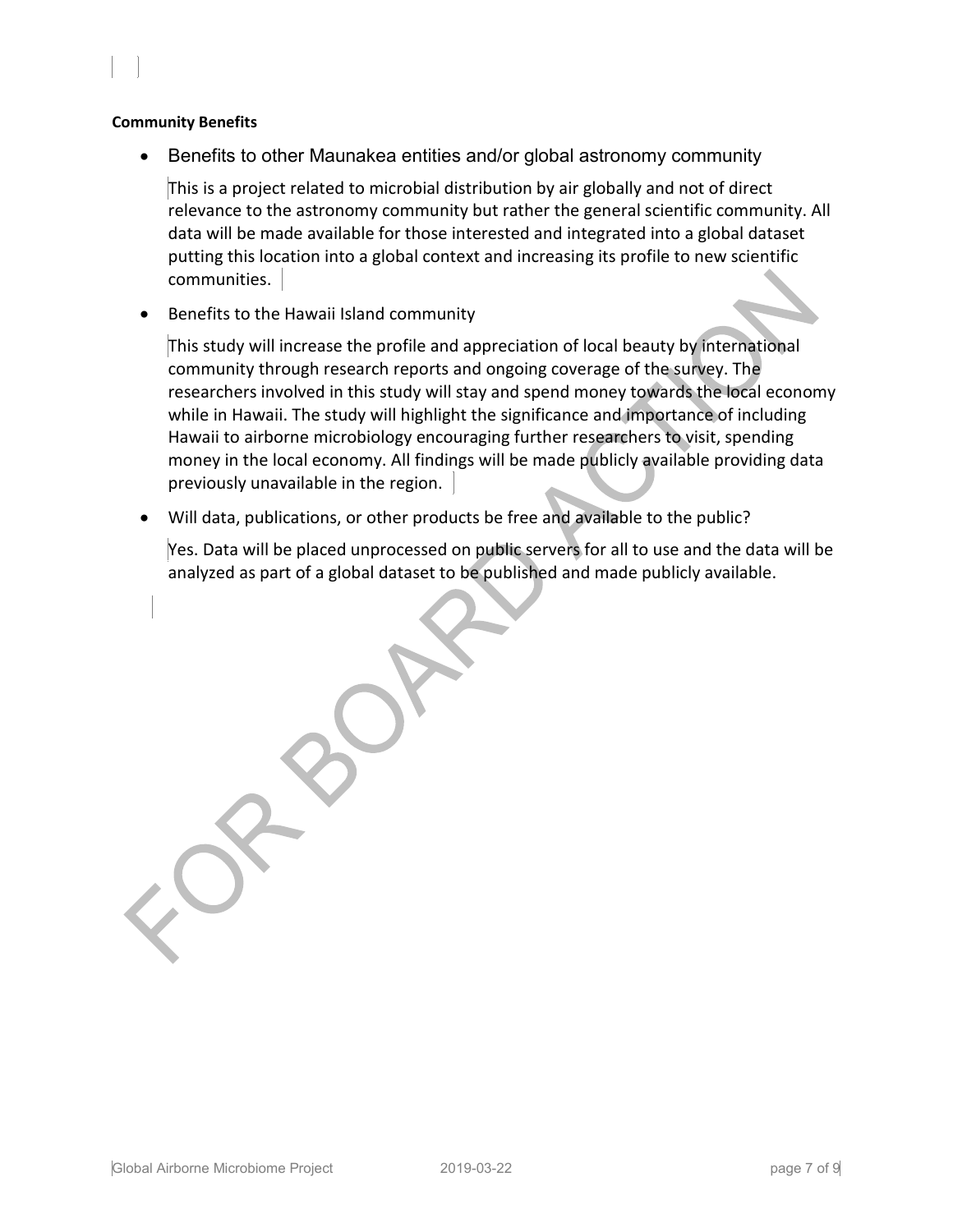**Community Benefits**

- Benefits to other Maunakea entities and/or global astronomy community

  This is a project related to microbial distribution by air globally and not of direct relevance to the astronomy community but rather the general scientific community. All data will be made available for those interested and integrated into a global dataset putting this location into a global context and increasing its profile to new scientific communities.

- Benefits to the Hawaii Island community

  This study will increase the profile and appreciation of local beauty by international community through research reports and ongoing coverage of the survey. The researchers involved in this study will stay and spend money towards the local economy while in Hawaii. The study will highlight the significance and importance of including Hawaii to airborne microbiology encouraging further researchers to visit, spending money in the local economy. All findings will be made publicly available providing data previously unavailable in the region.

- Will data, publications, or other products be free and available to the public?

  Yes. Data will be placed unprocessed on public servers for all to use and the data will be analyzed as part of a global dataset to be published and made publicly available.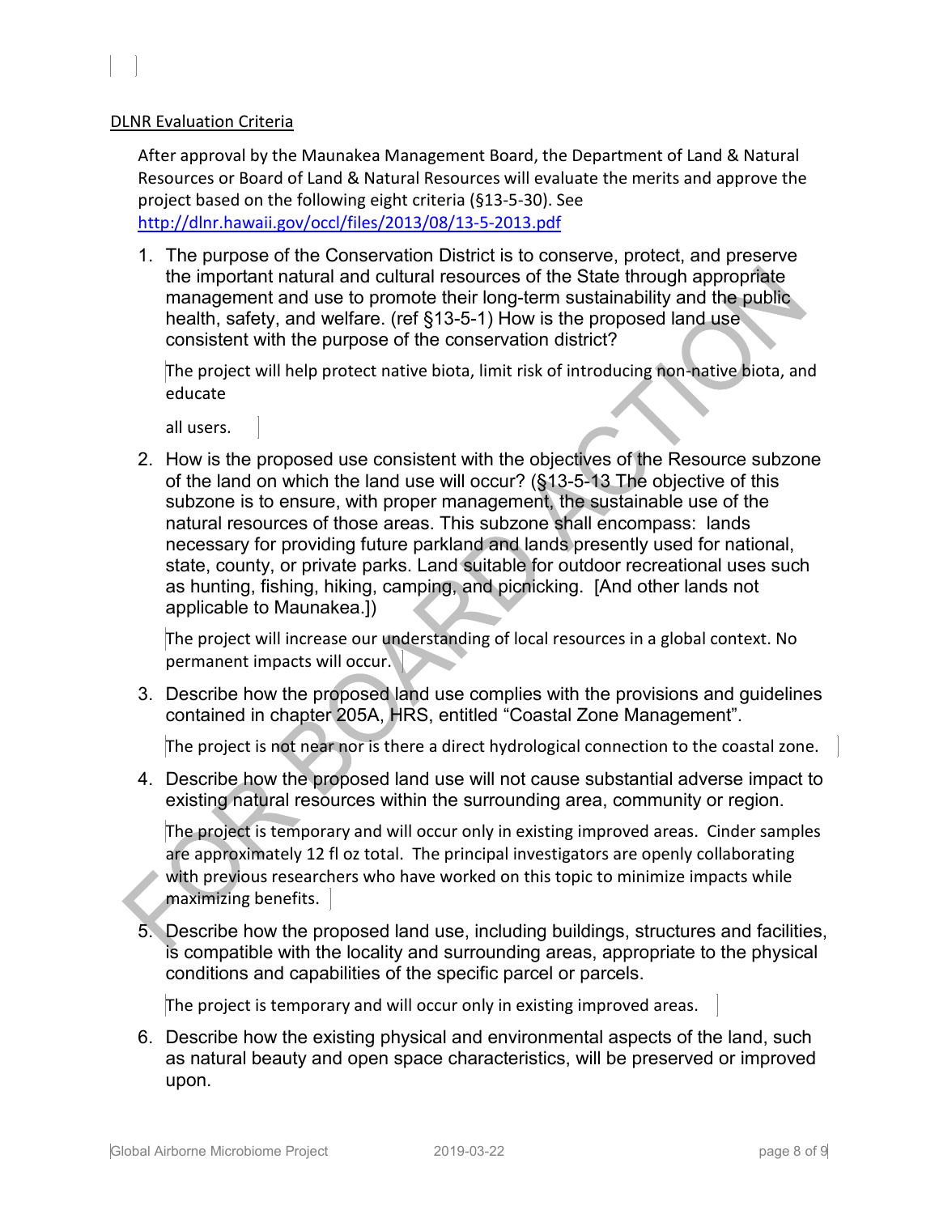DLNR Evaluation Criteria

After approval by the Maunakea Management Board, the Department of Land & Natural Resources or Board of Land & Natural Resources will evaluate the merits and approve the project based on the following eight criteria (§13-5-30). See http://dlnr.hawaii.gov/occl/files/2013/08/13-5-2013.pdf

1. The purpose of the Conservation District is to conserve, protect, and preserve the important natural and cultural resources of the State through appropriate management and use to promote their long-term sustainability and the public health, safety, and welfare. (ref §13-5-1) How is the proposed land use consistent with the purpose of the conservation district?

   The project will help protect native biota, limit risk of introducing non-native biota, and educate

   all users.

2. How is the proposed use consistent with the objectives of the Resource subzone of the land on which the land use will occur? (§13-5-13 The objective of this subzone is to ensure, with proper management, the sustainable use of the natural resources of those areas. This subzone shall encompass: lands necessary for providing future parkland and lands presently used for national, state, county, or private parks. Land suitable for outdoor recreational uses such as hunting, fishing, hiking, camping, and picnicking. [And other lands not applicable to Maunakea.])

   The project will increase our understanding of local resources in a global context. No permanent impacts will occur.

3. Describe how the proposed land use complies with the provisions and guidelines contained in chapter 205A, HRS, entitled "Coastal Zone Management".

   The project is not near nor is there a direct hydrological connection to the coastal zone.

4. Describe how the proposed land use will not cause substantial adverse impact to existing natural resources within the surrounding area, community or region.

   The project is temporary and will occur only in existing improved areas. Cinder samples are approximately 12 fl oz total. The principal investigators are openly collaborating with previous researchers who have worked on this topic to minimize impacts while maximizing benefits.

5. Describe how the proposed land use, including buildings, structures and facilities, is compatible with the locality and surrounding areas, appropriate to the physical conditions and capabilities of the specific parcel or parcels.

   The project is temporary and will occur only in existing improved areas.

6. Describe how the existing physical and environmental aspects of the land, such as natural beauty and open space characteristics, will be preserved or improved upon.

FOR BOARD ACTION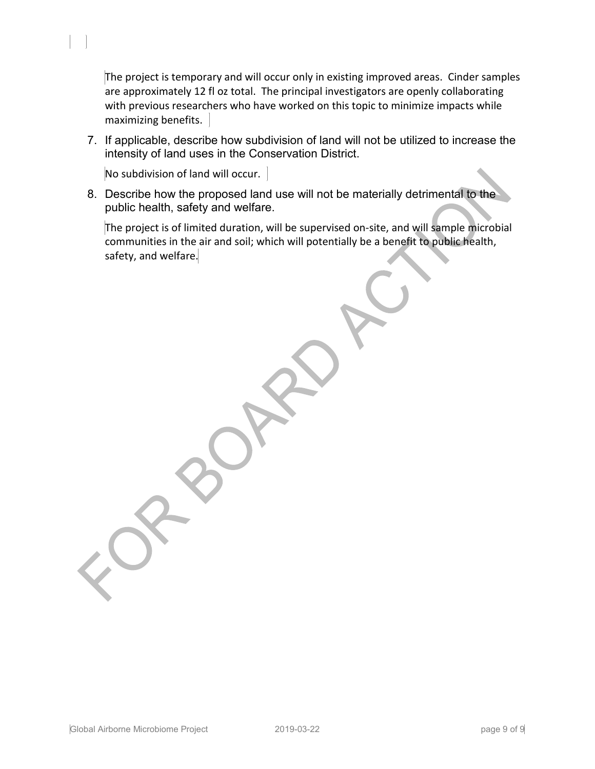The project is temporary and will occur only in existing improved areas. Cinder samples are approximately 12 fl oz total. The principal investigators are openly collaborating with previous researchers who have worked on this topic to minimize impacts while maximizing benefits.

7. If applicable, describe how subdivision of land will not be utilized to increase the intensity of land uses in the Conservation District.

   No subdivision of land will occur.

8. Describe how the proposed land use will not be materially detrimental to the public health, safety and welfare.

   The project is of limited duration, will be supervised on-site, and will sample microbial communities in the air and soil; which will potentially be a benefit to public health, safety, and welfare.

FOR BOARD ACTION